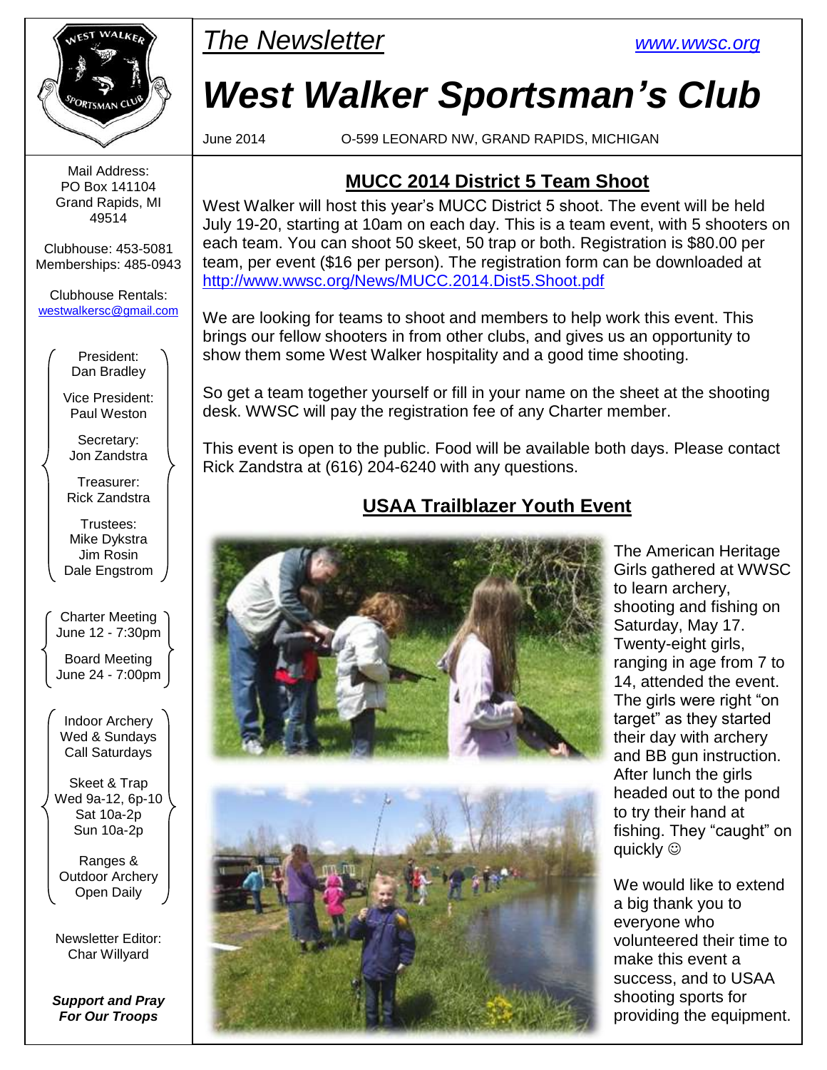*The Newsletter* [www.wwsc.org](http://www.wwsc.org)

# West Walker Sportsman's Club

June 2014 O-599 LEONARD NW, GRAND RAPIDS, MICHIGAN

## MUCC 2014 District 5 Team Shoot

West Walker will host this year's MUCC District 5 shoot. The event will be held July 19-20, starting at 10am on each day. This is a team event, with 5 shooters on each team. You can shoot 50 skeet, 50 trap or both. Registration is $80.00 per team, per event ($16 per person). The registration form can be downloaded at http://www.wwsc.org/News/MUCC.2014.Dist5.Shoot.pdf

We are looking for teams to shoot and members to help work this event. This brings our fellow shooters in from other clubs, and gives us an opportunity to show them some West Walker hospitality and a good time shooting.

So get a team together yourself or fill in your name on the sheet at the shooting desk. WWSC will pay the registration fee of any Charter member.

This event is open to the public. Food will be available both days. Please contact Rick Zandstra at (616) 204-6240 with any questions.

## USAA Trailblazer Youth Event

The American Heritage Girls gathered at WWSC to learn archery, shooting and fishing on Saturday, May 17. Twenty-eight girls, ranging in age from 7 to 14, attended the event. The girls were right "on target" as they started their day with archery and BB gun instruction. After lunch the girls headed out to the pond to try their hand at fishing. They "caught" on quickly ☺

We would like to extend a big thank you to everyone who volunteered their time to make this event a success, and to USAA shooting sports for providing the equipment.

---

Mail Address:
PO Box 141104
Grand Rapids, MI 49514

Clubhouse: 453-5081
Memberships: 485-0943

Clubhouse Rentals:
westwalkersc@gmail.com

President: Dan Bradley

Vice President: Paul Weston

Secretary: Jon Zandstra

Treasurer: Rick Zandstra

Trustees: Mike Dykstra, Jim Rosin, Dale Engstrom

Charter Meeting: June 12 - 7:30pm

Board Meeting: June 24 - 7:00pm

Indoor Archery: Wed & Sundays, Call Saturdays

Skeet & Trap: Wed 9a-12, 6p-10; Sat 10a-2p; Sun 10a-2p

Ranges & Outdoor Archery: Open Daily

Newsletter Editor: Char Willyard

***Support and Pray For Our Troops***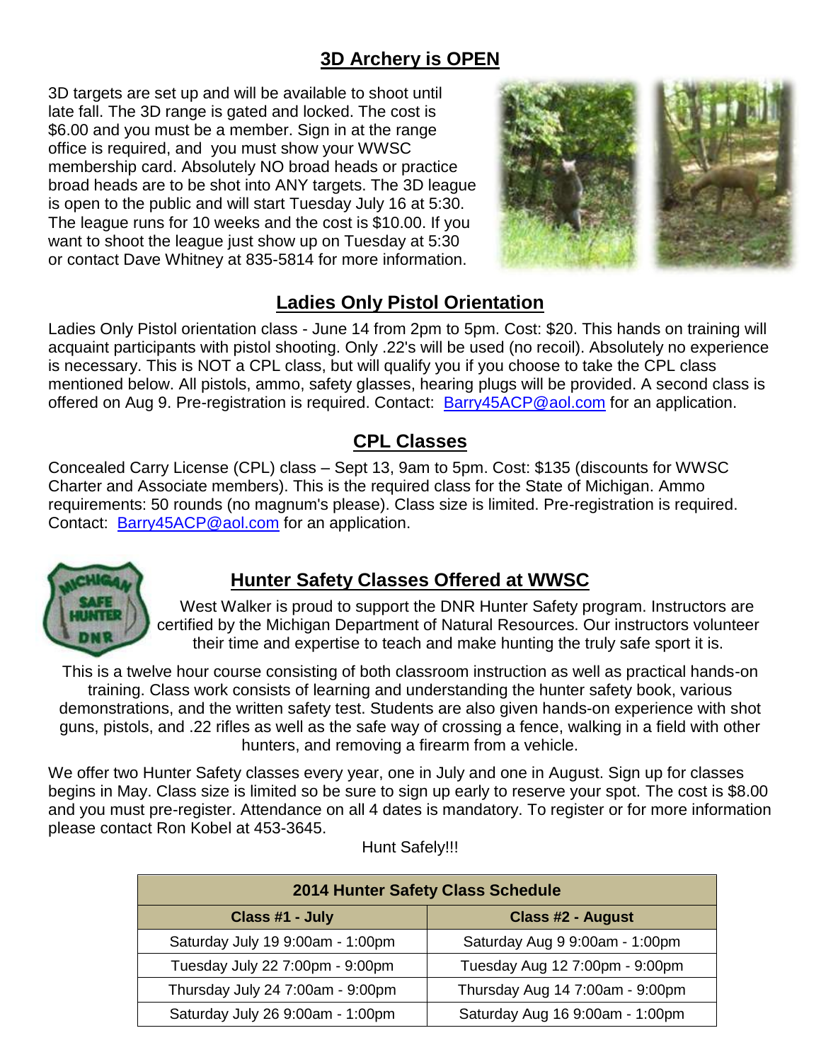## 3D Archery is OPEN

3D targets are set up and will be available to shoot until late fall. The 3D range is gated and locked. The cost is $6.00 and you must be a member. Sign in at the range office is required, and you must show your WWSC membership card. Absolutely NO broad heads or practice broad heads are to be shot into ANY targets. The 3D league is open to the public and will start Tuesday July 16 at 5:30. The league runs for 10 weeks and the cost is $10.00. If you want to shoot the league just show up on Tuesday at 5:30 or contact Dave Whitney at 835-5814 for more information.

## Ladies Only Pistol Orientation

Ladies Only Pistol orientation class - June 14 from 2pm to 5pm. Cost: $20. This hands on training will acquaint participants with pistol shooting. Only .22's will be used (no recoil). Absolutely no experience is necessary. This is NOT a CPL class, but will qualify you if you choose to take the CPL class mentioned below. All pistols, ammo, safety glasses, hearing plugs will be provided. A second class is offered on Aug 9. Pre-registration is required. Contact: Barry45ACP@aol.com for an application.

## CPL Classes

Concealed Carry License (CPL) class – Sept 13, 9am to 5pm. Cost: $135 (discounts for WWSC Charter and Associate members). This is the required class for the State of Michigan. Ammo requirements: 50 rounds (no magnum's please). Class size is limited. Pre-registration is required. Contact: Barry45ACP@aol.com for an application.

## Hunter Safety Classes Offered at WWSC

West Walker is proud to support the DNR Hunter Safety program. Instructors are certified by the Michigan Department of Natural Resources. Our instructors volunteer their time and expertise to teach and make hunting the truly safe sport it is.

This is a twelve hour course consisting of both classroom instruction as well as practical hands-on training. Class work consists of learning and understanding the hunter safety book, various demonstrations, and the written safety test. Students are also given hands-on experience with shot guns, pistols, and .22 rifles as well as the safe way of crossing a fence, walking in a field with other hunters, and removing a firearm from a vehicle.

We offer two Hunter Safety classes every year, one in July and one in August. Sign up for classes begins in May. Class size is limited so be sure to sign up early to reserve your spot. The cost is $8.00 and you must pre-register. Attendance on all 4 dates is mandatory. To register or for more information please contact Ron Kobel at 453-3645.

Hunt Safely!!!

| 2014 Hunter Safety Class Schedule | |
|---|---|
| **Class #1 - July** | **Class #2 - August** |
| Saturday July 19 9:00am - 1:00pm | Saturday Aug 9 9:00am - 1:00pm |
| Tuesday July 22 7:00pm - 9:00pm | Tuesday Aug 12 7:00pm - 9:00pm |
| Thursday July 24 7:00am - 9:00pm | Thursday Aug 14 7:00am - 9:00pm |
| Saturday July 26 9:00am - 1:00pm | Saturday Aug 16 9:00am - 1:00pm |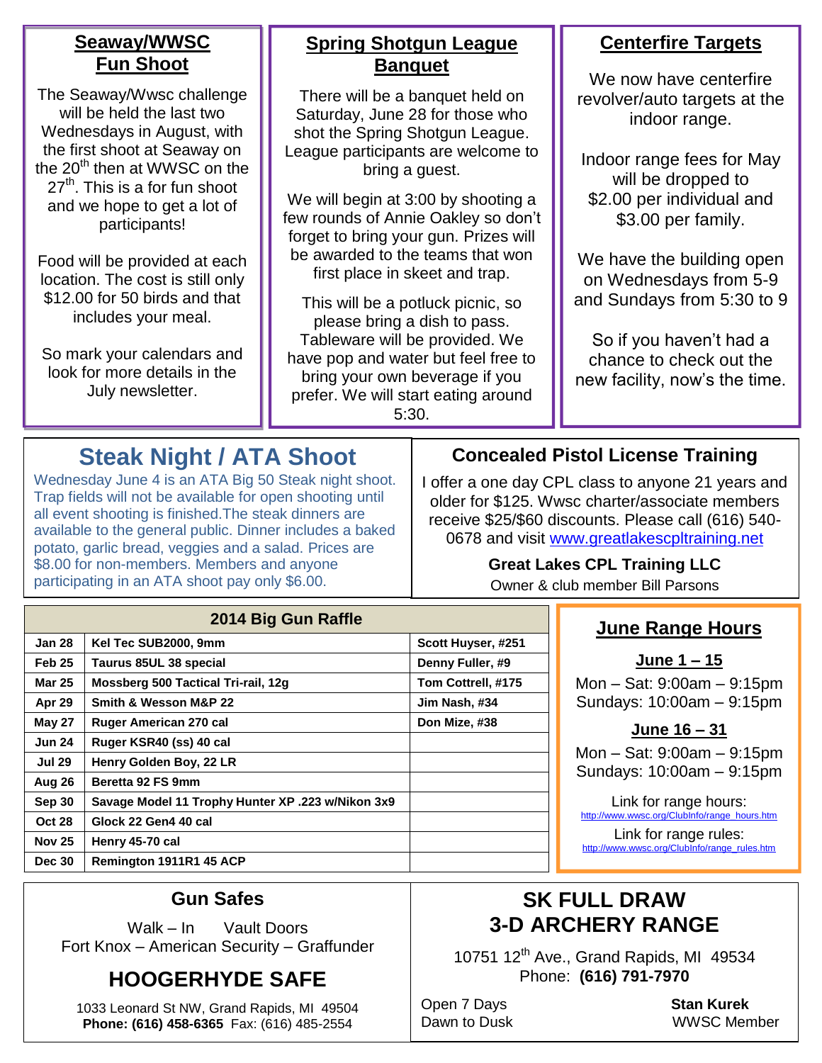## Seaway/WWSC Fun Shoot

The Seaway/Wwsc challenge will be held the last two Wednesdays in August, with the first shoot at Seaway on the 20th then at WWSC on the 27th. This is a for fun shoot and we hope to get a lot of participants!

Food will be provided at each location. The cost is still only $12.00 for 50 birds and that includes your meal.

So mark your calendars and look for more details in the July newsletter.

## Spring Shotgun League Banquet

There will be a banquet held on Saturday, June 28 for those who shot the Spring Shotgun League. League participants are welcome to bring a guest.

We will begin at 3:00 by shooting a few rounds of Annie Oakley so don't forget to bring your gun. Prizes will be awarded to the teams that won first place in skeet and trap.

This will be a potluck picnic, so please bring a dish to pass. Tableware will be provided. We have pop and water but feel free to bring your own beverage if you prefer. We will start eating around 5:30.

## Centerfire Targets

We now have centerfire revolver/auto targets at the indoor range.

Indoor range fees for May will be dropped to $2.00 per individual and $3.00 per family.

We have the building open on Wednesdays from 5-9 and Sundays from 5:30 to 9

So if you haven't had a chance to check out the new facility, now's the time.

## Steak Night / ATA Shoot

Wednesday June 4 is an ATA Big 50 Steak night shoot. Trap fields will not be available for open shooting until all event shooting is finished.The steak dinners are available to the general public. Dinner includes a baked potato, garlic bread, veggies and a salad. Prices are $8.00 for non-members. Members and anyone participating in an ATA shoot pay only $6.00.

## Concealed Pistol License Training

I offer a one day CPL class to anyone 21 years and older for $125. Wwsc charter/associate members receive $25/$60 discounts. Please call (616) 540-0678 and visit www.greatlakescpltraining.net

**Great Lakes CPL Training LLC**

Owner & club member Bill Parsons

## 2014 Big Gun Raffle

| Date | Gun | Winner |
|---|---|---|
| Jan 28 | Kel Tec SUB2000, 9mm | Scott Huyser, #251 |
| Feb 25 | Taurus 85UL 38 special | Denny Fuller, #9 |
| Mar 25 | Mossberg 500 Tactical Tri-rail, 12g | Tom Cottrell, #175 |
| Apr 29 | Smith & Wesson M&P 22 | Jim Nash, #34 |
| May 27 | Ruger American 270 cal | Don Mize, #38 |
| Jun 24 | Ruger KSR40 (ss) 40 cal | |
| Jul 29 | Henry Golden Boy, 22 LR | |
| Aug 26 | Beretta 92 FS 9mm | |
| Sep 30 | Savage Model 11 Trophy Hunter XP .223 w/Nikon 3x9 | |
| Oct 28 | Glock 22 Gen4 40 cal | |
| Nov 25 | Henry 45-70 cal | |
| Dec 30 | Remington 1911R1 45 ACP | |

## June Range Hours

**June 1 – 15**

Mon – Sat: 9:00am – 9:15pm
Sundays: 10:00am – 9:15pm

**June 16 – 31**

Mon – Sat: 9:00am – 9:15pm
Sundays: 10:00am – 9:15pm

Link for range hours:
http://www.wwsc.org/ClubInfo/range_hours.htm

Link for range rules:
http://www.wwsc.org/ClubInfo/range_rules.htm

## Gun Safes

Walk – In Vault Doors
Fort Knox – American Security – Graffunder

## HOOGERHYDE SAFE

1033 Leonard St NW, Grand Rapids, MI 49504
**Phone: (616) 458-6365** Fax: (616) 485-2554

## SK FULL DRAW 3-D ARCHERY RANGE

10751 12th Ave., Grand Rapids, MI 49534
Phone: **(616) 791-7970**

Open 7 Days
Dawn to Dusk

**Stan Kurek**
WWSC Member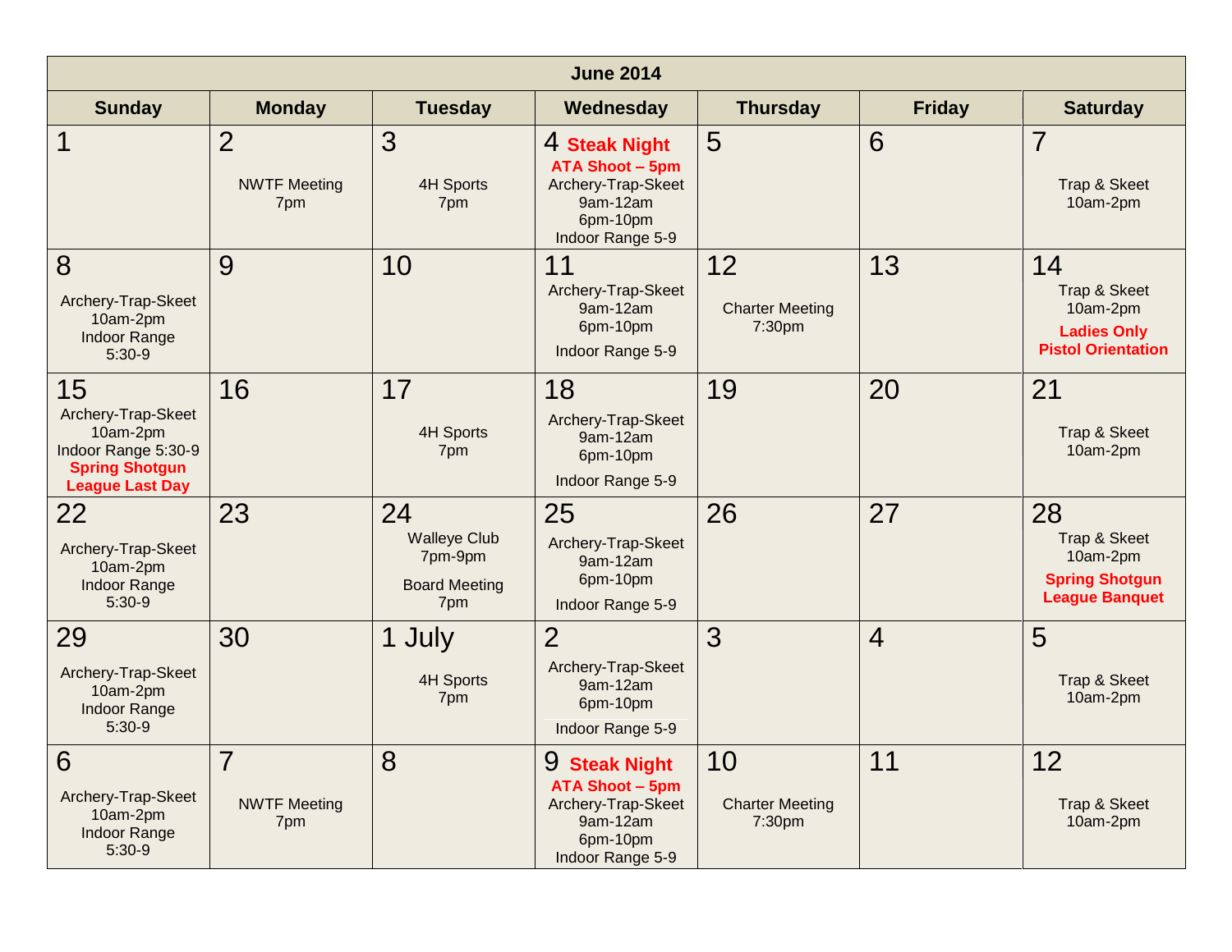## June 2014

| Sunday | Monday | Tuesday | Wednesday | Thursday | Friday | Saturday |
|---|---|---|---|---|---|---|
| 1 | 2<br>NWTF Meeting<br>7pm | 3<br>4H Sports<br>7pm | 4 **Steak Night**<br>**ATA Shoot – 5pm**<br>Archery-Trap-Skeet<br>9am-12am<br>6pm-10pm<br>Indoor Range 5-9 | 5 | 6 | 7<br>Trap & Skeet<br>10am-2pm |
| 8<br>Archery-Trap-Skeet<br>10am-2pm<br>Indoor Range<br>5:30-9 | 9 | 10 | 11<br>Archery-Trap-Skeet<br>9am-12am<br>6pm-10pm<br>Indoor Range 5-9 | 12<br>Charter Meeting<br>7:30pm | 13 | 14<br>Trap & Skeet<br>10am-2pm<br>**Ladies Only**<br>**Pistol Orientation** |
| 15<br>Archery-Trap-Skeet<br>10am-2pm<br>Indoor Range 5:30-9<br>**Spring Shotgun League Last Day** | 16 | 17<br>4H Sports<br>7pm | 18<br>Archery-Trap-Skeet<br>9am-12am<br>6pm-10pm<br>Indoor Range 5-9 | 19 | 20 | 21<br>Trap & Skeet<br>10am-2pm |
| 22<br>Archery-Trap-Skeet<br>10am-2pm<br>Indoor Range<br>5:30-9 | 23 | 24<br>Walleye Club<br>7pm-9pm<br>Board Meeting<br>7pm | 25<br>Archery-Trap-Skeet<br>9am-12am<br>6pm-10pm<br>Indoor Range 5-9 | 26 | 27 | 28<br>Trap & Skeet<br>10am-2pm<br>**Spring Shotgun League Banquet** |
| 29<br>Archery-Trap-Skeet<br>10am-2pm<br>Indoor Range<br>5:30-9 | 30 | 1 July<br>4H Sports<br>7pm | 2<br>Archery-Trap-Skeet<br>9am-12am<br>6pm-10pm<br>Indoor Range 5-9 | 3 | 4 | 5<br>Trap & Skeet<br>10am-2pm |
| 6<br>Archery-Trap-Skeet<br>10am-2pm<br>Indoor Range<br>5:30-9 | 7<br>NWTF Meeting<br>7pm | 8 | 9 **Steak Night**<br>**ATA Shoot – 5pm**<br>Archery-Trap-Skeet<br>9am-12am<br>6pm-10pm<br>Indoor Range 5-9 | 10<br>Charter Meeting<br>7:30pm | 11 | 12<br>Trap & Skeet<br>10am-2pm |